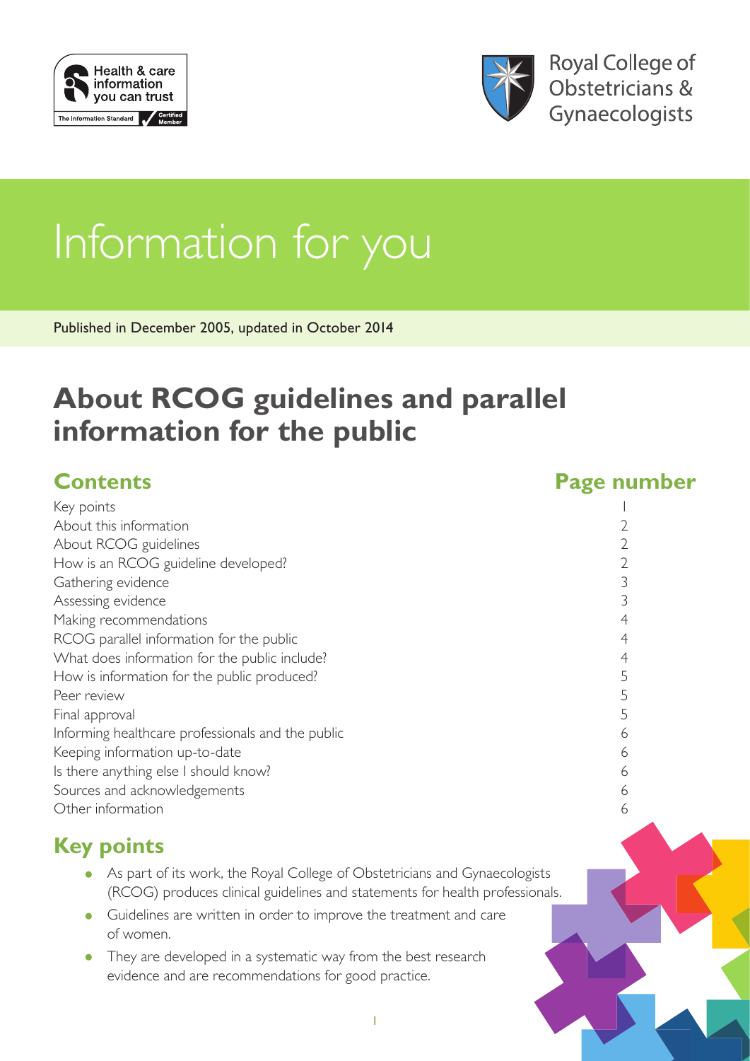Health & care information you can trust

The Information Standard Certified Member

Royal College of Obstetricians & Gynaecologists

# Information for you

Published in December 2005, updated in October 2014

# About RCOG guidelines and parallel information for the public

| Contents | Page number |
| --- | --- |
| Key points | 1 |
| About this information | 2 |
| About RCOG guidelines | 2 |
| How is an RCOG guideline developed? | 2 |
| Gathering evidence | 3 |
| Assessing evidence | 3 |
| Making recommendations | 4 |
| RCOG parallel information for the public | 4 |
| What does information for the public include? | 4 |
| How is information for the public produced? | 5 |
| Peer review | 5 |
| Final approval | 5 |
| Informing healthcare professionals and the public | 6 |
| Keeping information up-to-date | 6 |
| Is there anything else I should know? | 6 |
| Sources and acknowledgements | 6 |
| Other information | 6 |

## Key points

- As part of its work, the Royal College of Obstetricians and Gynaecologists (RCOG) produces clinical guidelines and statements for health professionals.
- Guidelines are written in order to improve the treatment and care of women.
- They are developed in a systematic way from the best research evidence and are recommendations for good practice.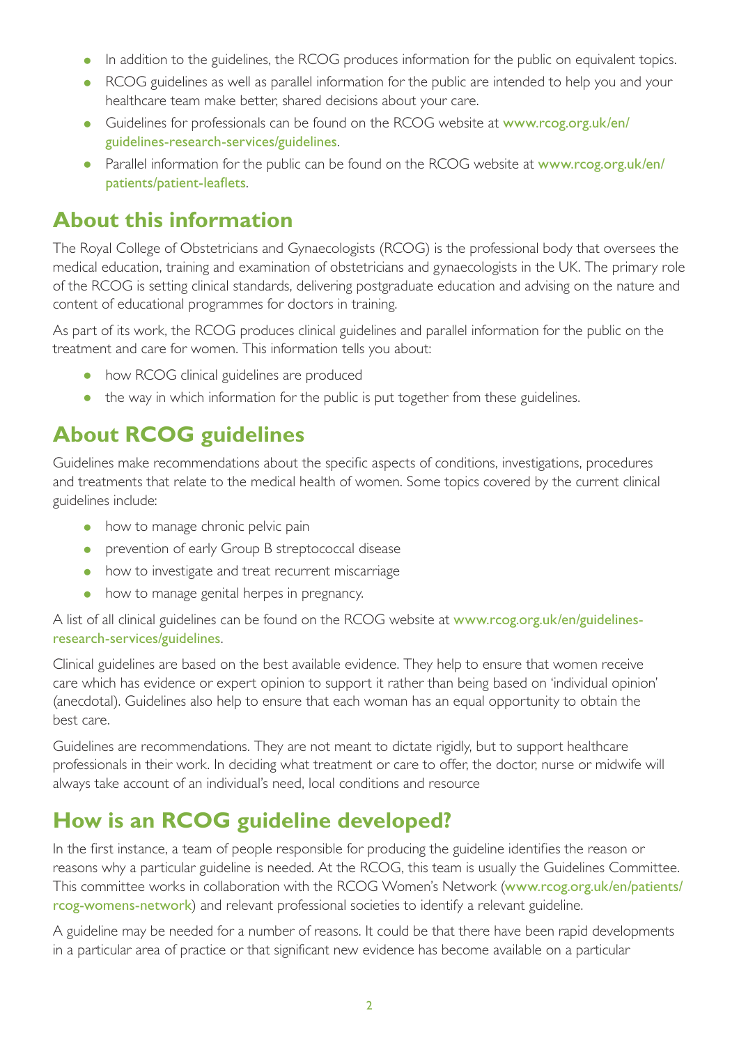- In addition to the guidelines, the RCOG produces information for the public on equivalent topics.
- RCOG guidelines as well as parallel information for the public are intended to help you and your healthcare team make better, shared decisions about your care.
- Guidelines for professionals can be found on the RCOG website at www.rcog.org.uk/en/guidelines-research-services/guidelines.
- Parallel information for the public can be found on the RCOG website at www.rcog.org.uk/en/patients/patient-leaflets.

## About this information

The Royal College of Obstetricians and Gynaecologists (RCOG) is the professional body that oversees the medical education, training and examination of obstetricians and gynaecologists in the UK. The primary role of the RCOG is setting clinical standards, delivering postgraduate education and advising on the nature and content of educational programmes for doctors in training.

As part of its work, the RCOG produces clinical guidelines and parallel information for the public on the treatment and care for women. This information tells you about:

- how RCOG clinical guidelines are produced
- the way in which information for the public is put together from these guidelines.

## About RCOG guidelines

Guidelines make recommendations about the specific aspects of conditions, investigations, procedures and treatments that relate to the medical health of women. Some topics covered by the current clinical guidelines include:

- how to manage chronic pelvic pain
- prevention of early Group B streptococcal disease
- how to investigate and treat recurrent miscarriage
- how to manage genital herpes in pregnancy.

A list of all clinical guidelines can be found on the RCOG website at www.rcog.org.uk/en/guidelines-research-services/guidelines.

Clinical guidelines are based on the best available evidence. They help to ensure that women receive care which has evidence or expert opinion to support it rather than being based on 'individual opinion' (anecdotal). Guidelines also help to ensure that each woman has an equal opportunity to obtain the best care.

Guidelines are recommendations. They are not meant to dictate rigidly, but to support healthcare professionals in their work. In deciding what treatment or care to offer, the doctor, nurse or midwife will always take account of an individual's need, local conditions and resource

## How is an RCOG guideline developed?

In the first instance, a team of people responsible for producing the guideline identifies the reason or reasons why a particular guideline is needed. At the RCOG, this team is usually the Guidelines Committee. This committee works in collaboration with the RCOG Women's Network (www.rcog.org.uk/en/patients/rcog-womens-network) and relevant professional societies to identify a relevant guideline.

A guideline may be needed for a number of reasons. It could be that there have been rapid developments in a particular area of practice or that significant new evidence has become available on a particular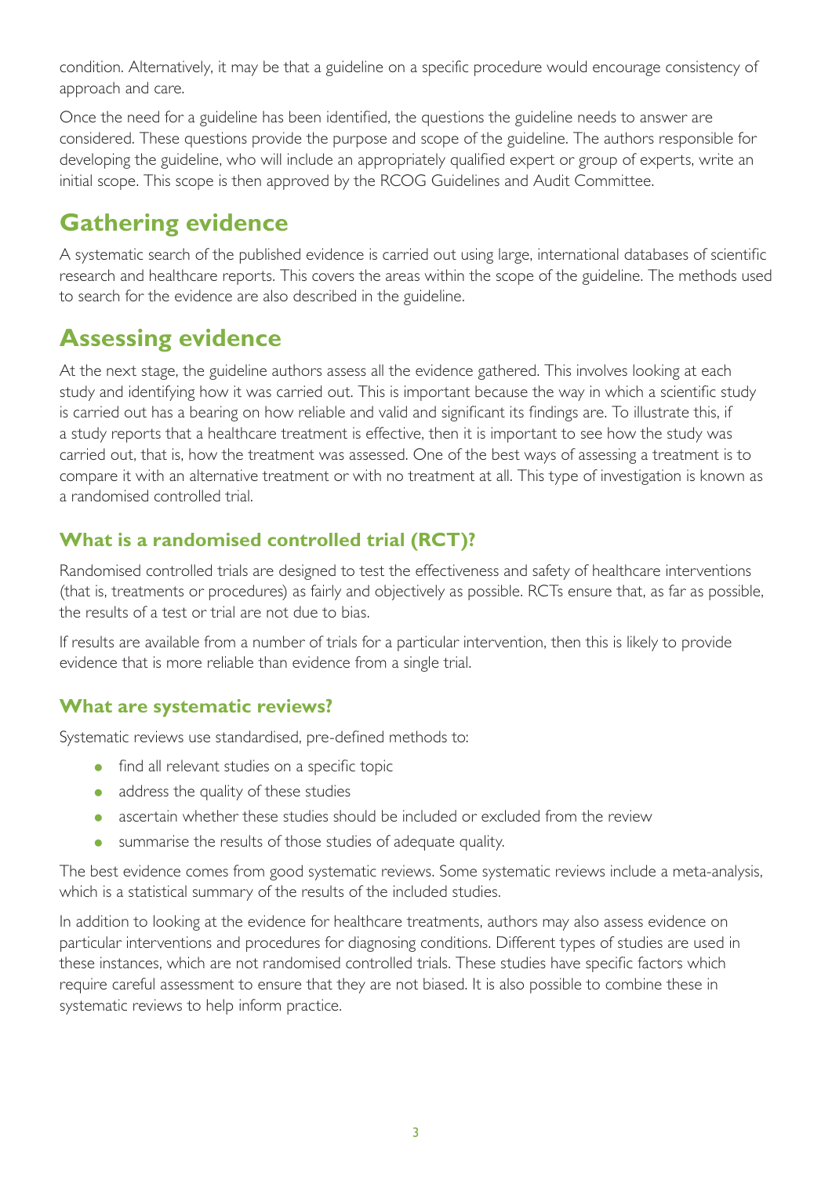condition. Alternatively, it may be that a guideline on a specific procedure would encourage consistency of approach and care.

Once the need for a guideline has been identified, the questions the guideline needs to answer are considered. These questions provide the purpose and scope of the guideline. The authors responsible for developing the guideline, who will include an appropriately qualified expert or group of experts, write an initial scope. This scope is then approved by the RCOG Guidelines and Audit Committee.

## Gathering evidence

A systematic search of the published evidence is carried out using large, international databases of scientific research and healthcare reports. This covers the areas within the scope of the guideline. The methods used to search for the evidence are also described in the guideline.

## Assessing evidence

At the next stage, the guideline authors assess all the evidence gathered. This involves looking at each study and identifying how it was carried out. This is important because the way in which a scientific study is carried out has a bearing on how reliable and valid and significant its findings are. To illustrate this, if a study reports that a healthcare treatment is effective, then it is important to see how the study was carried out, that is, how the treatment was assessed. One of the best ways of assessing a treatment is to compare it with an alternative treatment or with no treatment at all. This type of investigation is known as a randomised controlled trial.

### What is a randomised controlled trial (RCT)?

Randomised controlled trials are designed to test the effectiveness and safety of healthcare interventions (that is, treatments or procedures) as fairly and objectively as possible. RCTs ensure that, as far as possible, the results of a test or trial are not due to bias.

If results are available from a number of trials for a particular intervention, then this is likely to provide evidence that is more reliable than evidence from a single trial.

### What are systematic reviews?

Systematic reviews use standardised, pre-defined methods to:

- find all relevant studies on a specific topic
- address the quality of these studies
- ascertain whether these studies should be included or excluded from the review
- summarise the results of those studies of adequate quality.

The best evidence comes from good systematic reviews. Some systematic reviews include a meta-analysis, which is a statistical summary of the results of the included studies.

In addition to looking at the evidence for healthcare treatments, authors may also assess evidence on particular interventions and procedures for diagnosing conditions. Different types of studies are used in these instances, which are not randomised controlled trials. These studies have specific factors which require careful assessment to ensure that they are not biased. It is also possible to combine these in systematic reviews to help inform practice.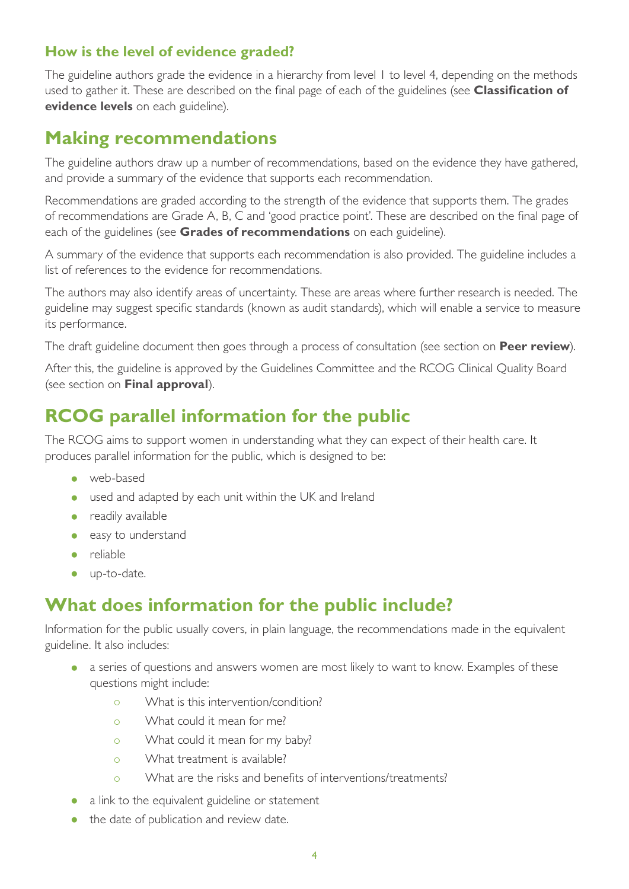### How is the level of evidence graded?

The guideline authors grade the evidence in a hierarchy from level 1 to level 4, depending on the methods used to gather it. These are described on the final page of each of the guidelines (see **Classification of evidence levels** on each guideline).

## Making recommendations

The guideline authors draw up a number of recommendations, based on the evidence they have gathered, and provide a summary of the evidence that supports each recommendation.

Recommendations are graded according to the strength of the evidence that supports them. The grades of recommendations are Grade A, B, C and 'good practice point'. These are described on the final page of each of the guidelines (see **Grades of recommendations** on each guideline).

A summary of the evidence that supports each recommendation is also provided. The guideline includes a list of references to the evidence for recommendations.

The authors may also identify areas of uncertainty. These are areas where further research is needed. The guideline may suggest specific standards (known as audit standards), which will enable a service to measure its performance.

The draft guideline document then goes through a process of consultation (see section on **Peer review**).

After this, the guideline is approved by the Guidelines Committee and the RCOG Clinical Quality Board (see section on **Final approval**).

## RCOG parallel information for the public

The RCOG aims to support women in understanding what they can expect of their health care. It produces parallel information for the public, which is designed to be:

- web-based
- used and adapted by each unit within the UK and Ireland
- readily available
- easy to understand
- reliable
- up-to-date.

## What does information for the public include?

Information for the public usually covers, in plain language, the recommendations made in the equivalent guideline. It also includes:

- a series of questions and answers women are most likely to want to know. Examples of these questions might include:
  - What is this intervention/condition?
  - What could it mean for me?
  - What could it mean for my baby?
  - What treatment is available?
  - What are the risks and benefits of interventions/treatments?
- a link to the equivalent guideline or statement
- the date of publication and review date.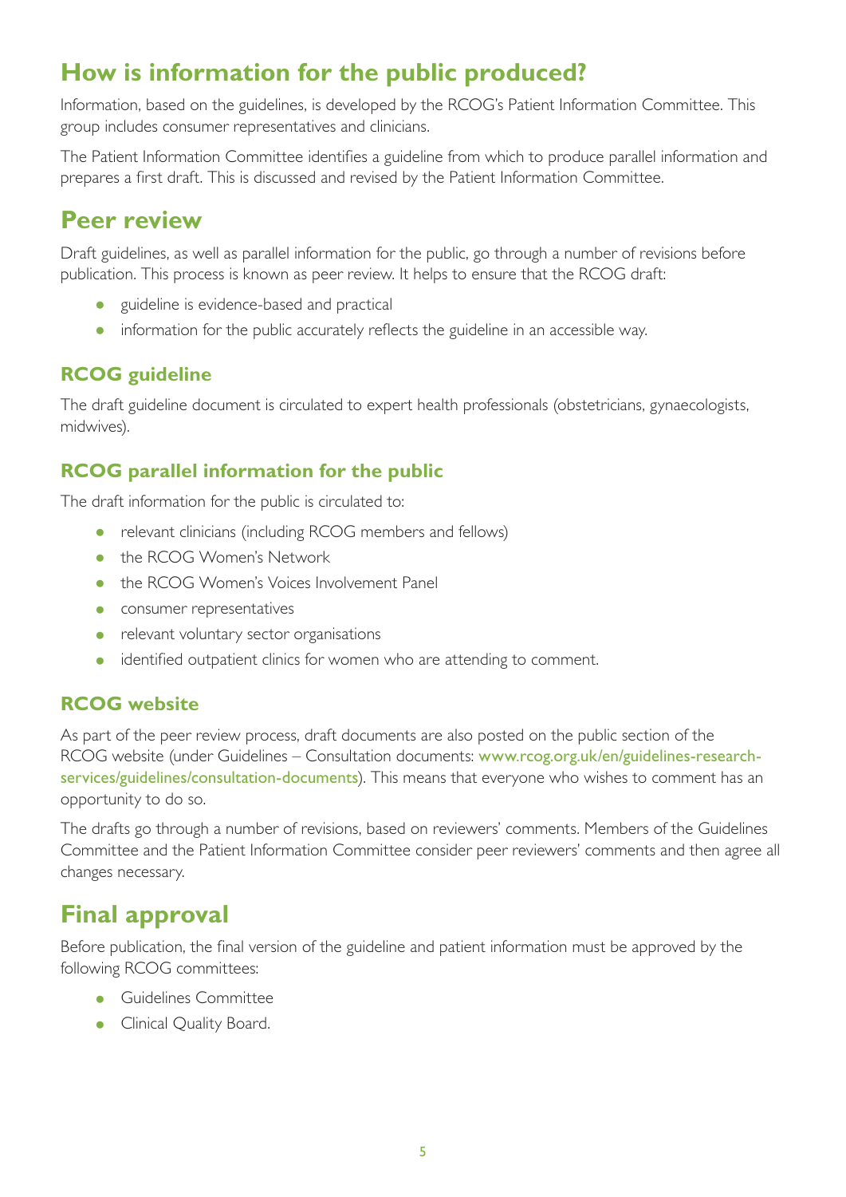## How is information for the public produced?

Information, based on the guidelines, is developed by the RCOG's Patient Information Committee. This group includes consumer representatives and clinicians.

The Patient Information Committee identifies a guideline from which to produce parallel information and prepares a first draft. This is discussed and revised by the Patient Information Committee.

## Peer review

Draft guidelines, as well as parallel information for the public, go through a number of revisions before publication. This process is known as peer review. It helps to ensure that the RCOG draft:

- guideline is evidence-based and practical
- information for the public accurately reflects the guideline in an accessible way.

### RCOG guideline

The draft guideline document is circulated to expert health professionals (obstetricians, gynaecologists, midwives).

### RCOG parallel information for the public

The draft information for the public is circulated to:

- relevant clinicians (including RCOG members and fellows)
- the RCOG Women's Network
- the RCOG Women's Voices Involvement Panel
- consumer representatives
- relevant voluntary sector organisations
- identified outpatient clinics for women who are attending to comment.

### RCOG website

As part of the peer review process, draft documents are also posted on the public section of the RCOG website (under Guidelines – Consultation documents: www.rcog.org.uk/en/guidelines-research-services/guidelines/consultation-documents). This means that everyone who wishes to comment has an opportunity to do so.

The drafts go through a number of revisions, based on reviewers' comments. Members of the Guidelines Committee and the Patient Information Committee consider peer reviewers' comments and then agree all changes necessary.

## Final approval

Before publication, the final version of the guideline and patient information must be approved by the following RCOG committees:

- Guidelines Committee
- Clinical Quality Board.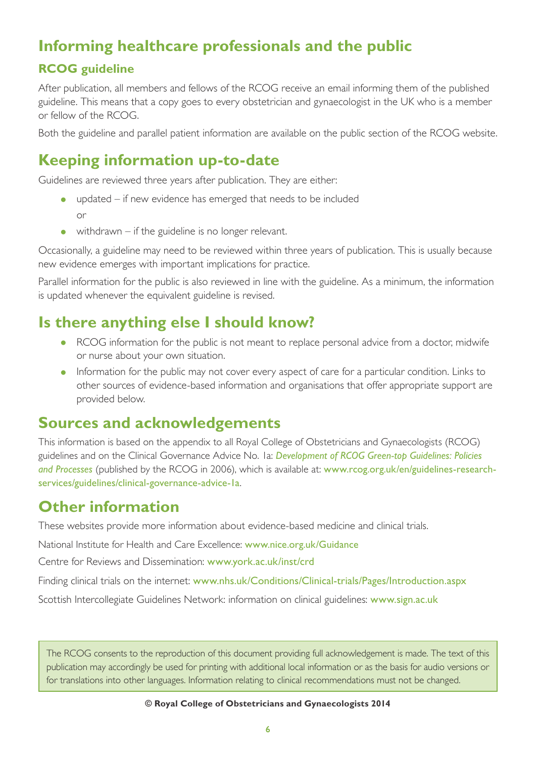## Informing healthcare professionals and the public

### RCOG guideline

After publication, all members and fellows of the RCOG receive an email informing them of the published guideline. This means that a copy goes to every obstetrician and gynaecologist in the UK who is a member or fellow of the RCOG.

Both the guideline and parallel patient information are available on the public section of the RCOG website.

## Keeping information up-to-date

Guidelines are reviewed three years after publication. They are either:

- updated – if new evidence has emerged that needs to be included

  or

- withdrawn – if the guideline is no longer relevant.

Occasionally, a guideline may need to be reviewed within three years of publication. This is usually because new evidence emerges with important implications for practice.

Parallel information for the public is also reviewed in line with the guideline. As a minimum, the information is updated whenever the equivalent guideline is revised.

## Is there anything else I should know?

- RCOG information for the public is not meant to replace personal advice from a doctor, midwife or nurse about your own situation.
- Information for the public may not cover every aspect of care for a particular condition. Links to other sources of evidence-based information and organisations that offer appropriate support are provided below.

## Sources and acknowledgements

This information is based on the appendix to all Royal College of Obstetricians and Gynaecologists (RCOG) guidelines and on the Clinical Governance Advice No. 1a: *Development of RCOG Green-top Guidelines: Policies and Processes* (published by the RCOG in 2006), which is available at: www.rcog.org.uk/en/guidelines-research-services/guidelines/clinical-governance-advice-1a.

## Other information

These websites provide more information about evidence-based medicine and clinical trials.

National Institute for Health and Care Excellence: www.nice.org.uk/Guidance

Centre for Reviews and Dissemination: www.york.ac.uk/inst/crd

Finding clinical trials on the internet: www.nhs.uk/Conditions/Clinical-trials/Pages/Introduction.aspx

Scottish Intercollegiate Guidelines Network: information on clinical guidelines: www.sign.ac.uk

The RCOG consents to the reproduction of this document providing full acknowledgement is made. The text of this publication may accordingly be used for printing with additional local information or as the basis for audio versions or for translations into other languages. Information relating to clinical recommendations must not be changed.

**© Royal College of Obstetricians and Gynaecologists 2014**